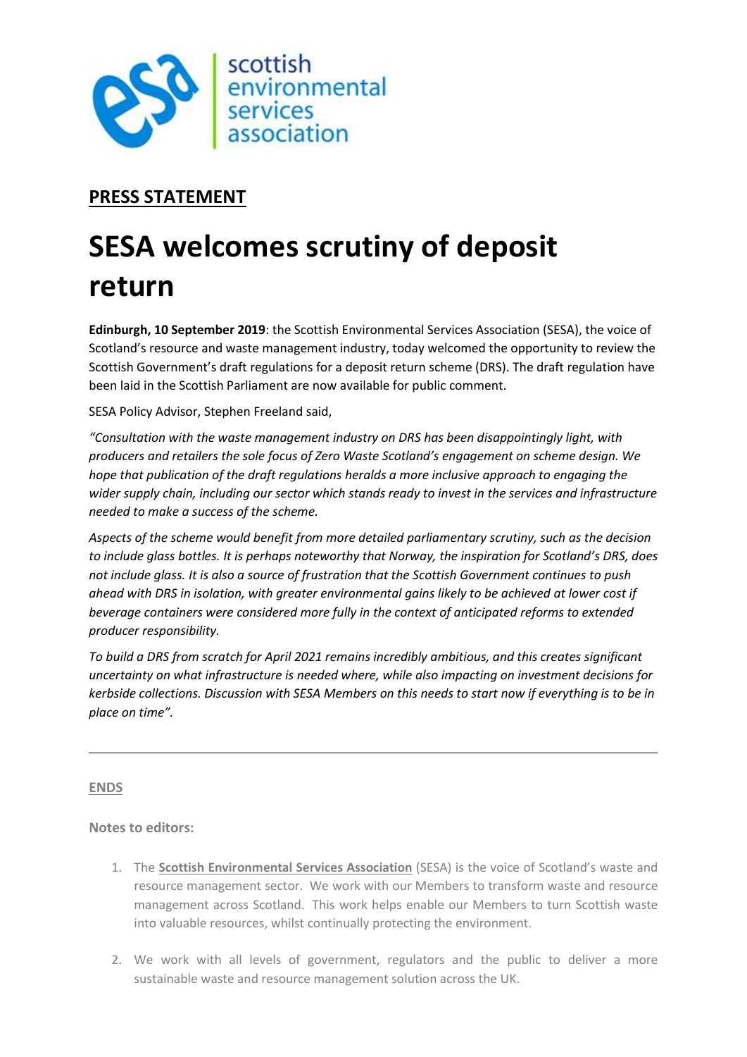scottish environmental services association

## PRESS STATEMENT

# SESA welcomes scrutiny of deposit return

**Edinburgh, 10 September 2019**: the Scottish Environmental Services Association (SESA), the voice of Scotland's resource and waste management industry, today welcomed the opportunity to review the Scottish Government's draft regulations for a deposit return scheme (DRS). The draft regulation have been laid in the Scottish Parliament are now available for public comment.

SESA Policy Advisor, Stephen Freeland said,

*"Consultation with the waste management industry on DRS has been disappointingly light, with producers and retailers the sole focus of Zero Waste Scotland's engagement on scheme design. We hope that publication of the draft regulations heralds a more inclusive approach to engaging the wider supply chain, including our sector which stands ready to invest in the services and infrastructure needed to make a success of the scheme.*

*Aspects of the scheme would benefit from more detailed parliamentary scrutiny, such as the decision to include glass bottles. It is perhaps noteworthy that Norway, the inspiration for Scotland's DRS, does not include glass. It is also a source of frustration that the Scottish Government continues to push ahead with DRS in isolation, with greater environmental gains likely to be achieved at lower cost if beverage containers were considered more fully in the context of anticipated reforms to extended producer responsibility.*

*To build a DRS from scratch for April 2021 remains incredibly ambitious, and this creates significant uncertainty on what infrastructure is needed where, while also impacting on investment decisions for kerbside collections. Discussion with SESA Members on this needs to start now if everything is to be in place on time".*

---

**ENDS**

**Notes to editors:**

1. The **Scottish Environmental Services Association** (SESA) is the voice of Scotland's waste and resource management sector. We work with our Members to transform waste and resource management across Scotland. This work helps enable our Members to turn Scottish waste into valuable resources, whilst continually protecting the environment.

2. We work with all levels of government, regulators and the public to deliver a more sustainable waste and resource management solution across the UK.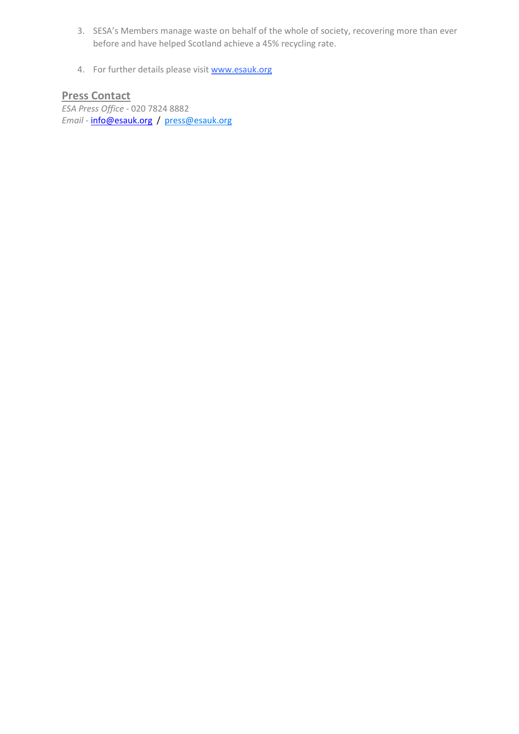3. SESA's Members manage waste on behalf of the whole of society, recovering more than ever before and have helped Scotland achieve a 45% recycling rate.

4. For further details please visit www.esauk.org

## Press Contact

*ESA Press Office* - 020 7824 8882
*Email* - info@esauk.org / press@esauk.org